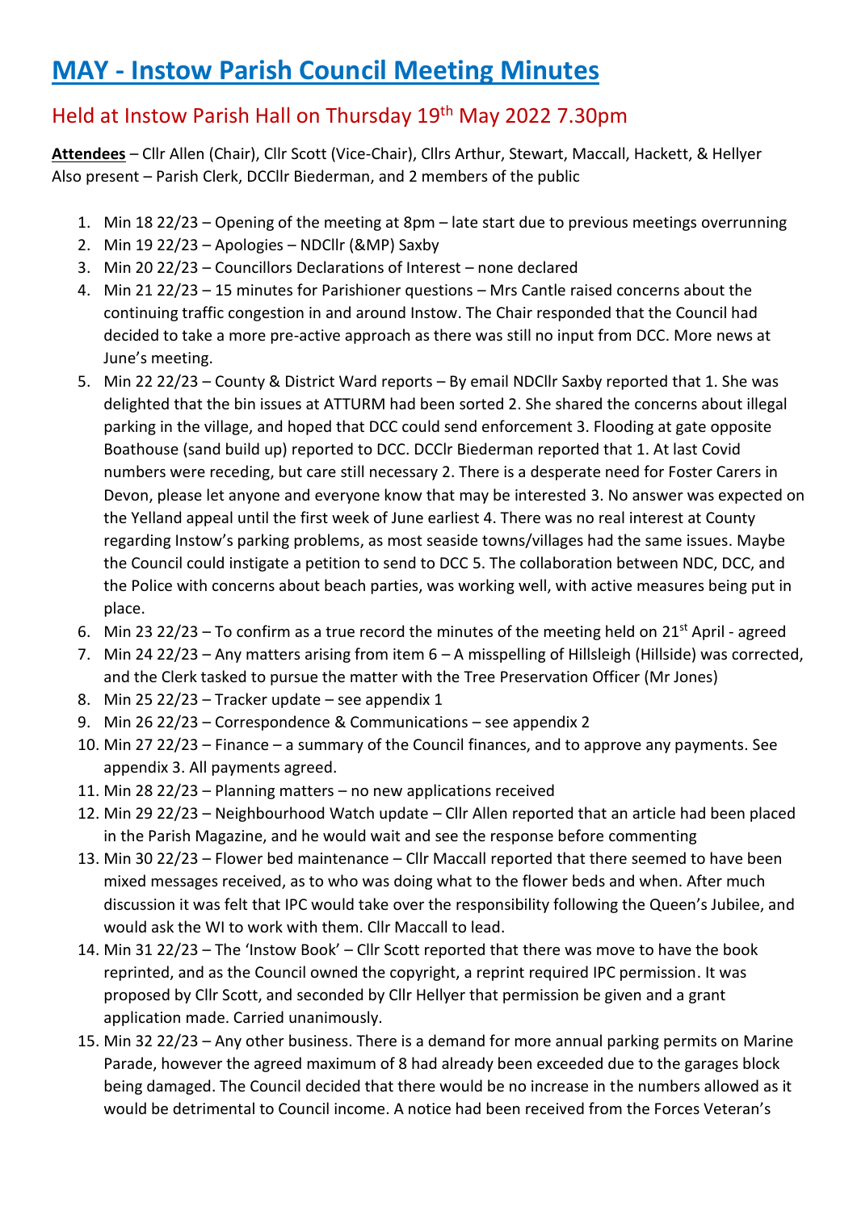# MAY - Instow Parish Council Meeting Minutes

## Held at Instow Parish Hall on Thursday 19th May 2022 7.30pm

**Attendees** – Cllr Allen (Chair), Cllr Scott (Vice-Chair), Cllrs Arthur, Stewart, Maccall, Hackett, & Hellyer
Also present – Parish Clerk, DCCllr Biederman, and 2 members of the public

1. Min 18 22/23 – Opening of the meeting at 8pm – late start due to previous meetings overrunning
2. Min 19 22/23 – Apologies – NDCllr (&MP) Saxby
3. Min 20 22/23 – Councillors Declarations of Interest – none declared
4. Min 21 22/23 – 15 minutes for Parishioner questions – Mrs Cantle raised concerns about the continuing traffic congestion in and around Instow. The Chair responded that the Council had decided to take a more pre-active approach as there was still no input from DCC. More news at June's meeting.
5. Min 22 22/23 – County & District Ward reports – By email NDCllr Saxby reported that 1. She was delighted that the bin issues at ATTURM had been sorted 2. She shared the concerns about illegal parking in the village, and hoped that DCC could send enforcement 3. Flooding at gate opposite Boathouse (sand build up) reported to DCC. DCCllr Biederman reported that 1. At last Covid numbers were receding, but care still necessary 2. There is a desperate need for Foster Carers in Devon, please let anyone and everyone know that may be interested 3. No answer was expected on the Yelland appeal until the first week of June earliest 4. There was no real interest at County regarding Instow's parking problems, as most seaside towns/villages had the same issues. Maybe the Council could instigate a petition to send to DCC 5. The collaboration between NDC, DCC, and the Police with concerns about beach parties, was working well, with active measures being put in place.
6. Min 23 22/23 – To confirm as a true record the minutes of the meeting held on 21st April - agreed
7. Min 24 22/23 – Any matters arising from item 6 – A misspelling of Hillsleigh (Hillside) was corrected, and the Clerk tasked to pursue the matter with the Tree Preservation Officer (Mr Jones)
8. Min 25 22/23 – Tracker update – see appendix 1
9. Min 26 22/23 – Correspondence & Communications – see appendix 2
10. Min 27 22/23 – Finance – a summary of the Council finances, and to approve any payments. See appendix 3. All payments agreed.
11. Min 28 22/23 – Planning matters – no new applications received
12. Min 29 22/23 – Neighbourhood Watch update – Cllr Allen reported that an article had been placed in the Parish Magazine, and he would wait and see the response before commenting
13. Min 30 22/23 – Flower bed maintenance – Cllr Maccall reported that there seemed to have been mixed messages received, as to who was doing what to the flower beds and when. After much discussion it was felt that IPC would take over the responsibility following the Queen's Jubilee, and would ask the WI to work with them. Cllr Maccall to lead.
14. Min 31 22/23 – The 'Instow Book' – Cllr Scott reported that there was move to have the book reprinted, and as the Council owned the copyright, a reprint required IPC permission. It was proposed by Cllr Scott, and seconded by Cllr Hellyer that permission be given and a grant application made. Carried unanimously.
15. Min 32 22/23 – Any other business. There is a demand for more annual parking permits on Marine Parade, however the agreed maximum of 8 had already been exceeded due to the garages block being damaged. The Council decided that there would be no increase in the numbers allowed as it would be detrimental to Council income. A notice had been received from the Forces Veteran's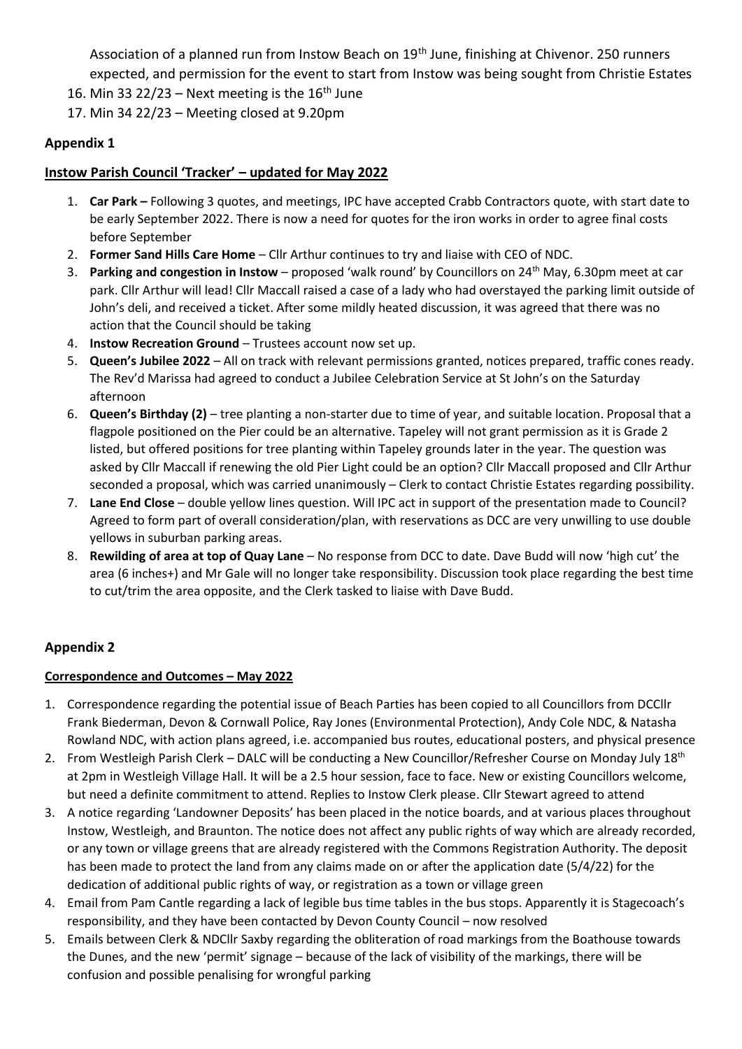Association of a planned run from Instow Beach on 19th June, finishing at Chivenor. 250 runners expected, and permission for the event to start from Instow was being sought from Christie Estates

16. Min 33 22/23 – Next meeting is the 16th June
17. Min 34 22/23 – Meeting closed at 9.20pm

## Appendix 1

### Instow Parish Council 'Tracker' – updated for May 2022

1. **Car Park –** Following 3 quotes, and meetings, IPC have accepted Crabb Contractors quote, with start date to be early September 2022. There is now a need for quotes for the iron works in order to agree final costs before September
2. **Former Sand Hills Care Home** – Cllr Arthur continues to try and liaise with CEO of NDC.
3. **Parking and congestion in Instow** – proposed 'walk round' by Councillors on 24th May, 6.30pm meet at car park. Cllr Arthur will lead! Cllr Maccall raised a case of a lady who had overstayed the parking limit outside of John's deli, and received a ticket. After some mildly heated discussion, it was agreed that there was no action that the Council should be taking
4. **Instow Recreation Ground** – Trustees account now set up.
5. **Queen's Jubilee 2022** – All on track with relevant permissions granted, notices prepared, traffic cones ready. The Rev'd Marissa had agreed to conduct a Jubilee Celebration Service at St John's on the Saturday afternoon
6. **Queen's Birthday (2)** – tree planting a non-starter due to time of year, and suitable location. Proposal that a flagpole positioned on the Pier could be an alternative. Tapeley will not grant permission as it is Grade 2 listed, but offered positions for tree planting within Tapeley grounds later in the year. The question was asked by Cllr Maccall if renewing the old Pier Light could be an option? Cllr Maccall proposed and Cllr Arthur seconded a proposal, which was carried unanimously – Clerk to contact Christie Estates regarding possibility.
7. **Lane End Close** – double yellow lines question. Will IPC act in support of the presentation made to Council? Agreed to form part of overall consideration/plan, with reservations as DCC are very unwilling to use double yellows in suburban parking areas.
8. **Rewilding of area at top of Quay Lane** – No response from DCC to date. Dave Budd will now 'high cut' the area (6 inches+) and Mr Gale will no longer take responsibility. Discussion took place regarding the best time to cut/trim the area opposite, and the Clerk tasked to liaise with Dave Budd.

## Appendix 2

### Correspondence and Outcomes – May 2022

1. Correspondence regarding the potential issue of Beach Parties has been copied to all Councillors from DCCllr Frank Biederman, Devon & Cornwall Police, Ray Jones (Environmental Protection), Andy Cole NDC, & Natasha Rowland NDC, with action plans agreed, i.e. accompanied bus routes, educational posters, and physical presence
2. From Westleigh Parish Clerk – DALC will be conducting a New Councillor/Refresher Course on Monday July 18th at 2pm in Westleigh Village Hall. It will be a 2.5 hour session, face to face. New or existing Councillors welcome, but need a definite commitment to attend. Replies to Instow Clerk please. Cllr Stewart agreed to attend
3. A notice regarding 'Landowner Deposits' has been placed in the notice boards, and at various places throughout Instow, Westleigh, and Braunton. The notice does not affect any public rights of way which are already recorded, or any town or village greens that are already registered with the Commons Registration Authority. The deposit has been made to protect the land from any claims made on or after the application date (5/4/22) for the dedication of additional public rights of way, or registration as a town or village green
4. Email from Pam Cantle regarding a lack of legible bus time tables in the bus stops. Apparently it is Stagecoach's responsibility, and they have been contacted by Devon County Council – now resolved
5. Emails between Clerk & NDCllr Saxby regarding the obliteration of road markings from the Boathouse towards the Dunes, and the new 'permit' signage – because of the lack of visibility of the markings, there will be confusion and possible penalising for wrongful parking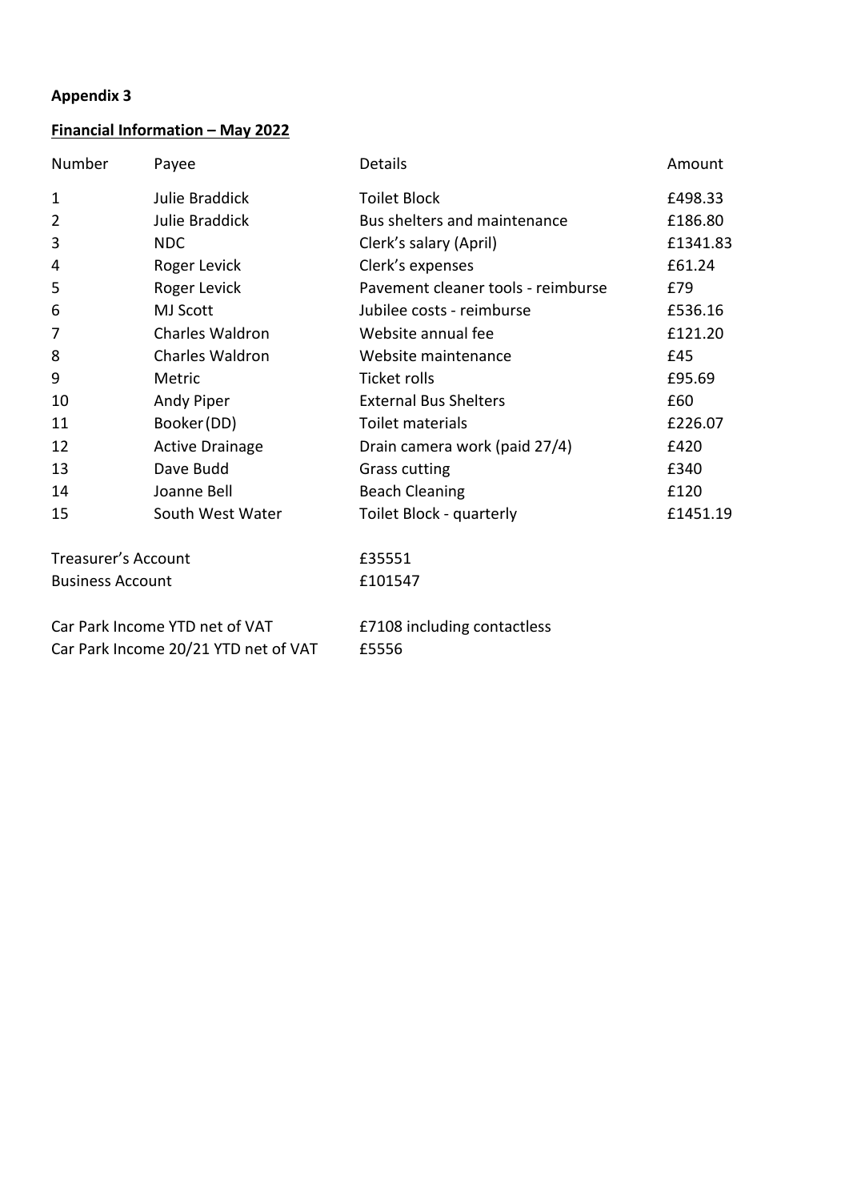**Appendix 3**

**Financial Information – May 2022**

| Number | Payee | Details | Amount |
|---|---|---|---|
| 1 | Julie Braddick | Toilet Block | £498.33 |
| 2 | Julie Braddick | Bus shelters and maintenance | £186.80 |
| 3 | NDC | Clerk's salary (April) | £1341.83 |
| 4 | Roger Levick | Clerk's expenses | £61.24 |
| 5 | Roger Levick | Pavement cleaner tools - reimburse | £79 |
| 6 | MJ Scott | Jubilee costs - reimburse | £536.16 |
| 7 | Charles Waldron | Website annual fee | £121.20 |
| 8 | Charles Waldron | Website maintenance | £45 |
| 9 | Metric | Ticket rolls | £95.69 |
| 10 | Andy Piper | External Bus Shelters | £60 |
| 11 | Booker (DD) | Toilet materials | £226.07 |
| 12 | Active Drainage | Drain camera work (paid 27/4) | £420 |
| 13 | Dave Budd | Grass cutting | £340 |
| 14 | Joanne Bell | Beach Cleaning | £120 |
| 15 | South West Water | Toilet Block - quarterly | £1451.19 |

| | |
|---|---|
| Treasurer's Account | £35551 |
| Business Account | £101547 |

| | |
|---|---|
| Car Park Income YTD net of VAT | £7108 including contactless |
| Car Park Income 20/21 YTD net of VAT | £5556 |